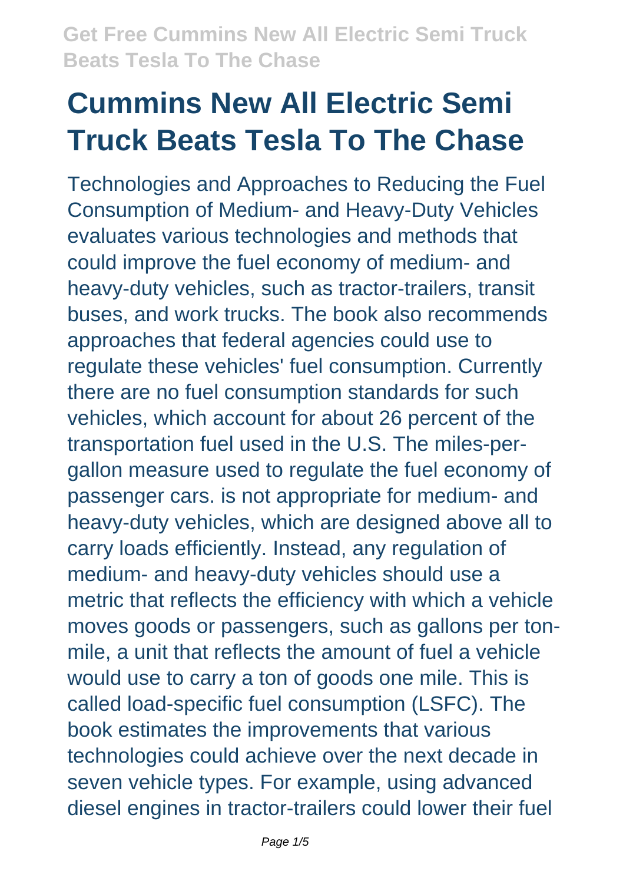# Cummins New All Electric Semi Truck Beats Tesla To The Chase

Technologies and Approaches to Reducing the Fuel Consumption of Medium- and Heavy-Duty Vehicles evaluates various technologies and methods that could improve the fuel economy of medium- and heavy-duty vehicles, such as tractor-trailers, transit buses, and work trucks. The book also recommends approaches that federal agencies could use to regulate these vehicles' fuel consumption. Currently there are no fuel consumption standards for such vehicles, which account for about 26 percent of the transportation fuel used in the U.S. The miles-per-gallon measure used to regulate the fuel economy of passenger cars. is not appropriate for medium- and heavy-duty vehicles, which are designed above all to carry loads efficiently. Instead, any regulation of medium- and heavy-duty vehicles should use a metric that reflects the efficiency with which a vehicle moves goods or passengers, such as gallons per ton-mile, a unit that reflects the amount of fuel a vehicle would use to carry a ton of goods one mile. This is called load-specific fuel consumption (LSFC). The book estimates the improvements that various technologies could achieve over the next decade in seven vehicle types. For example, using advanced diesel engines in tractor-trailers could lower their fuel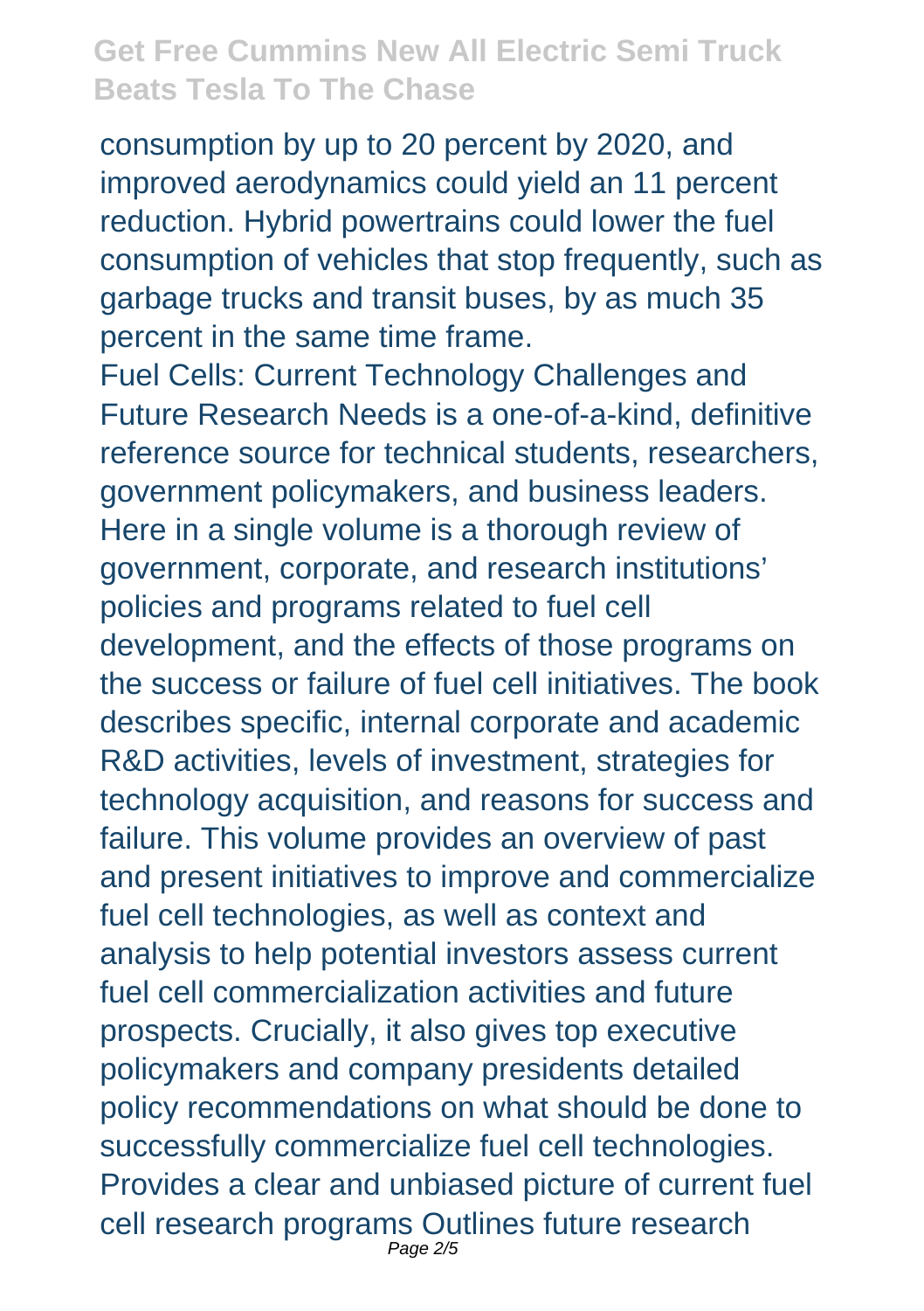consumption by up to 20 percent by 2020, and improved aerodynamics could yield an 11 percent reduction. Hybrid powertrains could lower the fuel consumption of vehicles that stop frequently, such as garbage trucks and transit buses, by as much 35 percent in the same time frame.

Fuel Cells: Current Technology Challenges and Future Research Needs is a one-of-a-kind, definitive reference source for technical students, researchers, government policymakers, and business leaders. Here in a single volume is a thorough review of government, corporate, and research institutions' policies and programs related to fuel cell development, and the effects of those programs on the success or failure of fuel cell initiatives. The book describes specific, internal corporate and academic R&D activities, levels of investment, strategies for technology acquisition, and reasons for success and failure. This volume provides an overview of past and present initiatives to improve and commercialize fuel cell technologies, as well as context and analysis to help potential investors assess current fuel cell commercialization activities and future prospects. Crucially, it also gives top executive policymakers and company presidents detailed policy recommendations on what should be done to successfully commercialize fuel cell technologies. Provides a clear and unbiased picture of current fuel cell research programs Outlines future research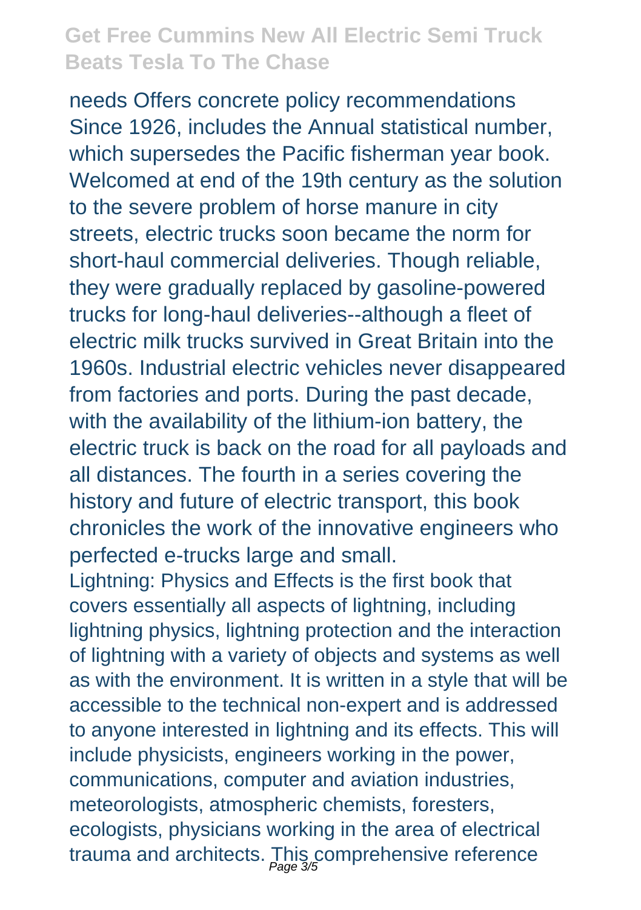needs Offers concrete policy recommendations Since 1926, includes the Annual statistical number, which supersedes the Pacific fisherman year book. Welcomed at end of the 19th century as the solution to the severe problem of horse manure in city streets, electric trucks soon became the norm for short-haul commercial deliveries. Though reliable, they were gradually replaced by gasoline-powered trucks for long-haul deliveries--although a fleet of electric milk trucks survived in Great Britain into the 1960s. Industrial electric vehicles never disappeared from factories and ports. During the past decade, with the availability of the lithium-ion battery, the electric truck is back on the road for all payloads and all distances. The fourth in a series covering the history and future of electric transport, this book chronicles the work of the innovative engineers who perfected e-trucks large and small.

Lightning: Physics and Effects is the first book that covers essentially all aspects of lightning, including lightning physics, lightning protection and the interaction of lightning with a variety of objects and systems as well as with the environment. It is written in a style that will be accessible to the technical non-expert and is addressed to anyone interested in lightning and its effects. This will include physicists, engineers working in the power, communications, computer and aviation industries, meteorologists, atmospheric chemists, foresters, ecologists, physicians working in the area of electrical trauma and architects. This comprehensive reference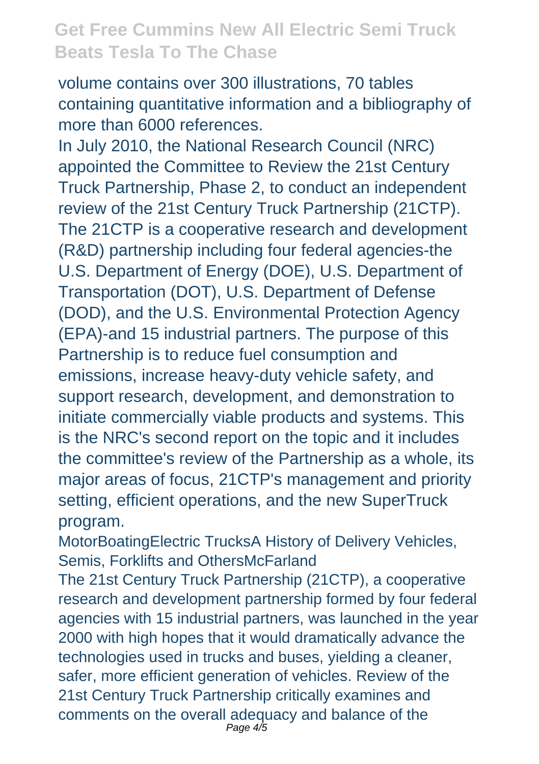volume contains over 300 illustrations, 70 tables containing quantitative information and a bibliography of more than 6000 references.

In July 2010, the National Research Council (NRC) appointed the Committee to Review the 21st Century Truck Partnership, Phase 2, to conduct an independent review of the 21st Century Truck Partnership (21CTP). The 21CTP is a cooperative research and development (R&D) partnership including four federal agencies-the U.S. Department of Energy (DOE), U.S. Department of Transportation (DOT), U.S. Department of Defense (DOD), and the U.S. Environmental Protection Agency (EPA)-and 15 industrial partners. The purpose of this Partnership is to reduce fuel consumption and emissions, increase heavy-duty vehicle safety, and support research, development, and demonstration to initiate commercially viable products and systems. This is the NRC's second report on the topic and it includes the committee's review of the Partnership as a whole, its major areas of focus, 21CTP's management and priority setting, efficient operations, and the new SuperTruck program.

MotorBoatingElectric TrucksA History of Delivery Vehicles, Semis, Forklifts and OthersMcFarland

The 21st Century Truck Partnership (21CTP), a cooperative research and development partnership formed by four federal agencies with 15 industrial partners, was launched in the year 2000 with high hopes that it would dramatically advance the technologies used in trucks and buses, yielding a cleaner, safer, more efficient generation of vehicles. Review of the 21st Century Truck Partnership critically examines and comments on the overall adequacy and balance of the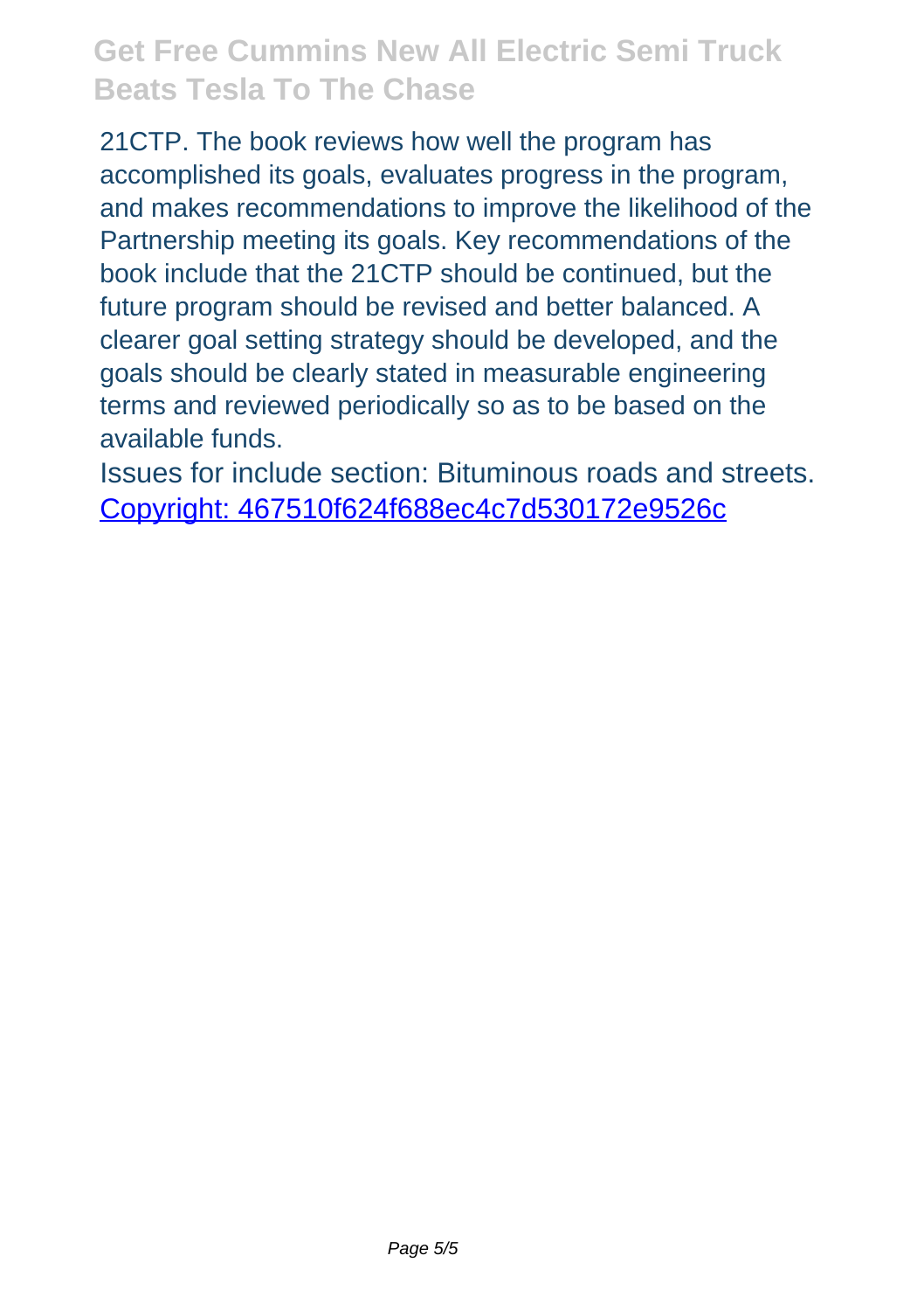21CTP. The book reviews how well the program has accomplished its goals, evaluates progress in the program, and makes recommendations to improve the likelihood of the Partnership meeting its goals. Key recommendations of the book include that the 21CTP should be continued, but the future program should be revised and better balanced. A clearer goal setting strategy should be developed, and the goals should be clearly stated in measurable engineering terms and reviewed periodically so as to be based on the available funds.

Issues for include section: Bituminous roads and streets.

Copyright: 467510f624f688ec4c7d530172e9526c